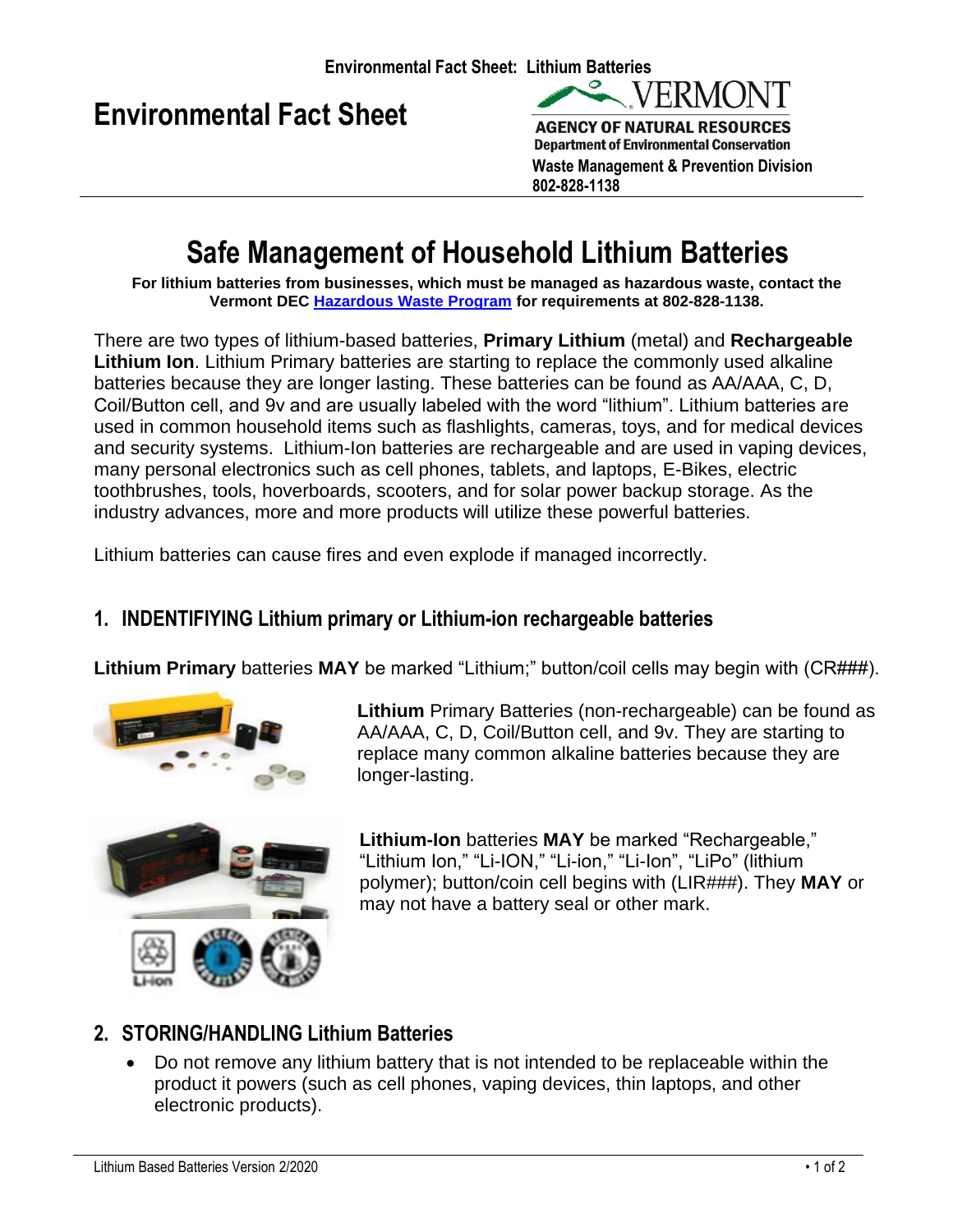# Environmental Fact Sheet

**VERMONT**
**AGENCY OF NATURAL RESOURCES**
**Department of Environmental Conservation**
**Waste Management & Prevention Division**
**802-828-1138**

# Safe Management of Household Lithium Batteries

**For lithium batteries from businesses, which must be managed as hazardous waste, contact the Vermont DEC Hazardous Waste Program for requirements at 802-828-1138.**

There are two types of lithium-based batteries, **Primary Lithium** (metal) and **Rechargeable Lithium Ion**. Lithium Primary batteries are starting to replace the commonly used alkaline batteries because they are longer lasting. These batteries can be found as AA/AAA, C, D, Coil/Button cell, and 9v and are usually labeled with the word "lithium". Lithium batteries are used in common household items such as flashlights, cameras, toys, and for medical devices and security systems. Lithium-Ion batteries are rechargeable and are used in vaping devices, many personal electronics such as cell phones, tablets, and laptops, E-Bikes, electric toothbrushes, tools, hoverboards, scooters, and for solar power backup storage. As the industry advances, more and more products will utilize these powerful batteries.

Lithium batteries can cause fires and even explode if managed incorrectly.

## 1. INDENTIFIYING Lithium primary or Lithium-ion rechargeable batteries

**Lithium Primary** batteries **MAY** be marked "Lithium;" button/coil cells may begin with (CR###).

**Lithium** Primary Batteries (non-rechargeable) can be found as AA/AAA, C, D, Coil/Button cell, and 9v. They are starting to replace many common alkaline batteries because they are longer-lasting.

**Lithium-Ion** batteries **MAY** be marked "Rechargeable," "Lithium Ion," "Li-ION," "Li-ion," "Li-Ion", "LiPo" (lithium polymer); button/coin cell begins with (LIR###). They **MAY** or may not have a battery seal or other mark.

## 2. STORING/HANDLING Lithium Batteries

- Do not remove any lithium battery that is not intended to be replaceable within the product it powers (such as cell phones, vaping devices, thin laptops, and other electronic products).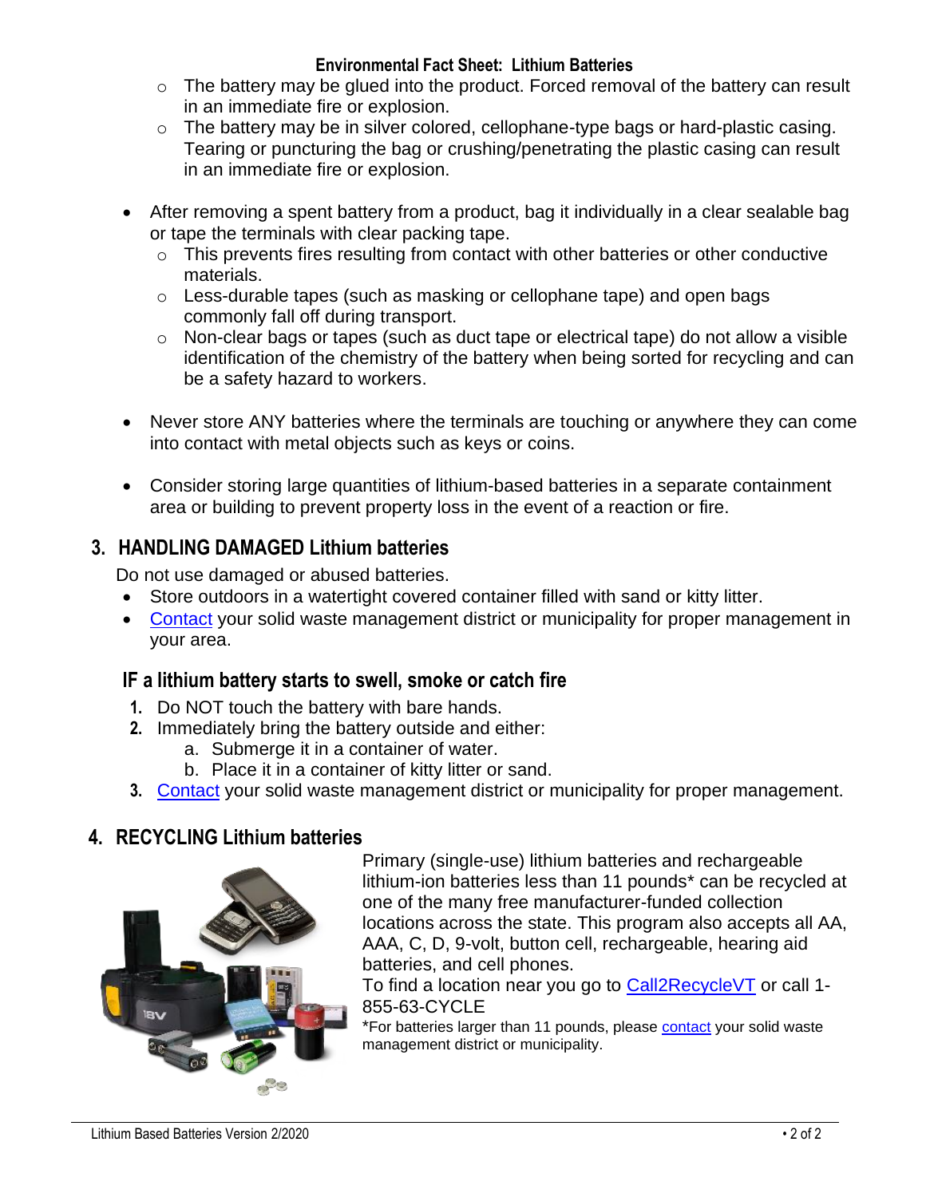- The battery may be glued into the product. Forced removal of the battery can result in an immediate fire or explosion.
- The battery may be in silver colored, cellophane-type bags or hard-plastic casing. Tearing or puncturing the bag or crushing/penetrating the plastic casing can result in an immediate fire or explosion.

- After removing a spent battery from a product, bag it individually in a clear sealable bag or tape the terminals with clear packing tape.
  - This prevents fires resulting from contact with other batteries or other conductive materials.
  - Less-durable tapes (such as masking or cellophane tape) and open bags commonly fall off during transport.
  - Non-clear bags or tapes (such as duct tape or electrical tape) do not allow a visible identification of the chemistry of the battery when being sorted for recycling and can be a safety hazard to workers.

- Never store ANY batteries where the terminals are touching or anywhere they can come into contact with metal objects such as keys or coins.

- Consider storing large quantities of lithium-based batteries in a separate containment area or building to prevent property loss in the event of a reaction or fire.

## 3. HANDLING DAMAGED Lithium batteries

Do not use damaged or abused batteries.

- Store outdoors in a watertight covered container filled with sand or kitty litter.
- Contact your solid waste management district or municipality for proper management in your area.

### IF a lithium battery starts to swell, smoke or catch fire

1. Do NOT touch the battery with bare hands.
2. Immediately bring the battery outside and either:
   a. Submerge it in a container of water.
   b. Place it in a container of kitty litter or sand.
3. Contact your solid waste management district or municipality for proper management.

## 4. RECYCLING Lithium batteries

Primary (single-use) lithium batteries and rechargeable lithium-ion batteries less than 11 pounds* can be recycled at one of the many free manufacturer-funded collection locations across the state. This program also accepts all AA, AAA, C, D, 9-volt, button cell, rechargeable, hearing aid batteries, and cell phones.

To find a location near you go to Call2RecycleVT or call 1-855-63-CYCLE

*For batteries larger than 11 pounds, please contact your solid waste management district or municipality.